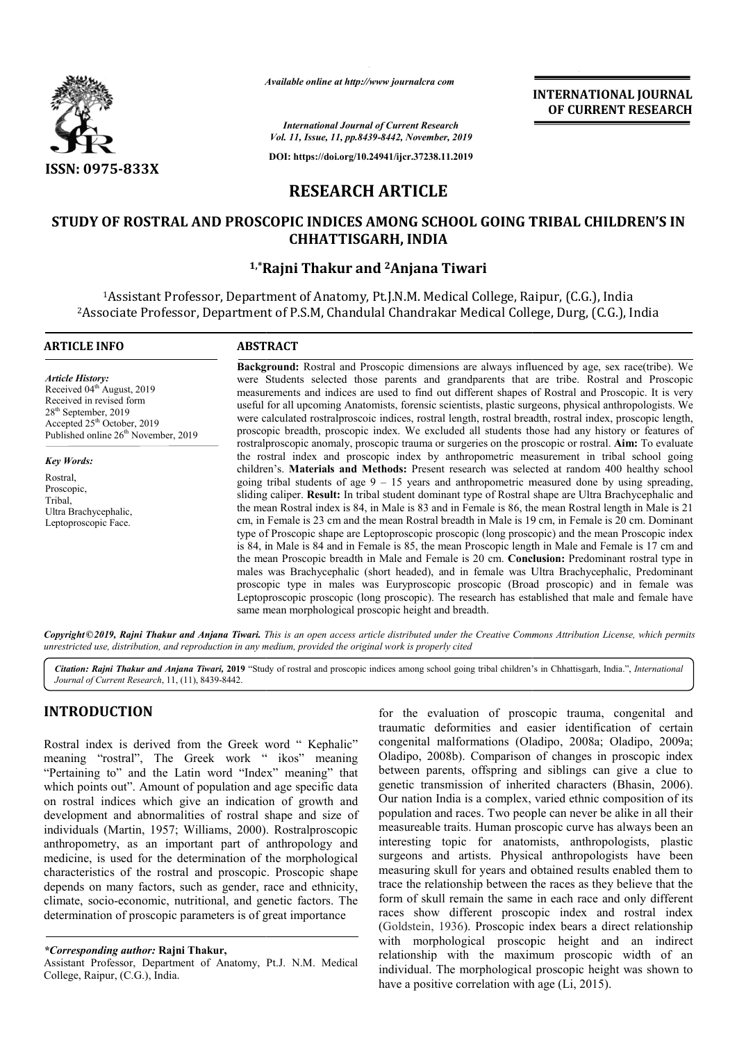*Available online at http://www.journalcra.com*

*International Journal of Current Research*
*Vol. 11, Issue, 11, pp.8439-8442, November, 2019*

**DOI: https://doi.org/10.24941/ijcr.37238.11.2019**

**INTERNATIONAL JOURNAL OF CURRENT RESEARCH**

**ISSN: 0975-833X**

# RESEARCH ARTICLE

## STUDY OF ROSTRAL AND PROSCOPIC INDICES AMONG SCHOOL GOING TRIBAL CHILDREN'S IN CHHATTISGARH, INDIA

**[1,*]Rajni Thakur and [2]Anjana Tiwari**

[1]Assistant Professor, Department of Anatomy, Pt.J.N.M. Medical College, Raipur, (C.G.), India
[2]Associate Professor, Department of P.S.M, Chandulal Chandrakar Medical College, Durg, (C.G.), India

### ARTICLE INFO

*Article History:*
Received 04[th] August, 2019
Received in revised form
28[th] September, 2019
Accepted 25[th] October, 2019
Published online 26[th] November, 2019

*Key Words:*
Rostral,
Proscopic,
Tribal,
Ultra Brachycephalic,
Leptoproscopic Face.

### ABSTRACT

**Background:** Rostral and Proscopic dimensions are always influenced by age, sex race(tribe). We were Students selected those parents and grandparents that are tribe. Rostral and Proscopic measurements and indices are used to find out different shapes of Rostral and Proscopic. It is very useful for all upcoming Anatomists, forensic scientists, plastic surgeons, physical anthropologists. We were calculated rostralproscoic indices, rostral length, rostral breadth, rostral index, proscopic length, proscopic breadth, proscopic index. We excluded all students those had any history or features of rostralproscopic anomaly, proscopic trauma or surgeries on the proscopic or rostral. **Aim:** To evaluate the rostral index and proscopic index by anthropometric measurement in tribal school going children's. **Materials and Methods:** Present research was selected at random 400 healthy school going tribal students of age 9 – 15 years and anthropometric measured done by using spreading, sliding caliper. **Result:** In tribal student dominant type of Rostral shape are Ultra Brachycephalic and the mean Rostral index is 84, in Male is 83 and in Female is 86, the mean Rostral length in Male is 21 cm, in Female is 23 cm and the mean Rostral breadth in Male is 19 cm, in Female is 20 cm. Dominant type of Proscopic shape are Leptoproscopic proscopic (long proscopic) and the mean Proscopic index is 84, in Male is 84 and in Female is 85, the mean Proscopic length in Male and Female is 17 cm and the mean Proscopic breadth in Male and Female is 20 cm. **Conclusion:** Predominant rostral type in males was Brachycephalic (short headed), and in female was Ultra Brachycephalic, Predominant proscopic type in males was Euryproscopic proscopic (Broad proscopic) and in female was Leptoproscopic proscopic (long proscopic). The research has established that male and female have same mean morphological proscopic height and breadth.

***Copyright©2019, Rajni Thakur and Anjana Tiwari.** This is an open access article distributed under the Creative Commons Attribution License, which permits unrestricted use, distribution, and reproduction in any medium, provided the original work is properly cited*

***Citation:** Rajni Thakur and Anjana Tiwari,* **2019** "Study of rostral and proscopic indices among school going tribal children's in Chhattisgarh, India.", *International Journal of Current Research*, 11, (11), 8439-8442.

## INTRODUCTION

Rostral index is derived from the Greek word " Kephalic" meaning "rostral", The Greek work " ikos" meaning "Pertaining to" and the Latin word "Index" meaning" that which points out". Amount of population and age specific data on rostral indices which give an indication of growth and development and abnormalities of rostral shape and size of individuals (Martin, 1957; Williams, 2000). Rostralproscopic anthropometry, as an important part of anthropology and medicine, is used for the determination of the morphological characteristics of the rostral and proscopic. Proscopic shape depends on many factors, such as gender, race and ethnicity, climate, socio-economic, nutritional, and genetic factors. The determination of proscopic parameters is of great importance for the evaluation of proscopic trauma, congenital and traumatic deformities and easier identification of certain congenital malformations (Oladipo, 2008a; Oladipo, 2009a; Oladipo, 2008b). Comparison of changes in proscopic index between parents, offspring and siblings can give a clue to genetic transmission of inherited characters (Bhasin, 2006). Our nation India is a complex, varied ethnic composition of its population and races. Two people can never be alike in all their measureable traits. Human proscopic curve has always been an interesting topic for anatomists, anthropologists, plastic surgeons and artists. Physical anthropologists have been measuring skull for years and obtained results enabled them to trace the relationship between the races as they believe that the form of skull remain the same in each race and only different races show different proscopic index and rostral index (Goldstein, 1936). Proscopic index bears a direct relationship with morphological proscopic height and an indirect relationship with the maximum proscopic width of an individual. The morphological proscopic height was shown to have a positive correlation with age (Li, 2015).

***Corresponding author:* Rajni Thakur,**
Assistant Professor, Department of Anatomy, Pt.J. N.M. Medical College, Raipur, (C.G.), India.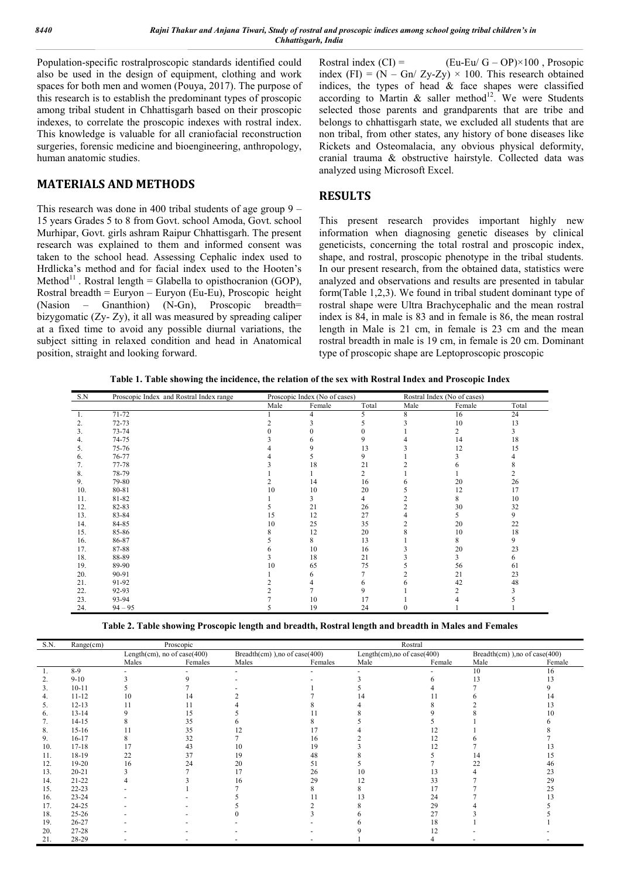Population-specific rostralproscopic standards identified could also be used in the design of equipment, clothing and work spaces for both men and women (Pouya, 2017). The purpose of this research is to establish the predominant types of proscopic among tribal student in Chhattisgarh based on their proscopic indexes, to correlate the proscopic indexes with rostral index. This knowledge is valuable for all craniofacial reconstruction surgeries, forensic medicine and bioengineering, anthropology, human anatomic studies.

## MATERIALS AND METHODS

This research was done in 400 tribal students of age group 9 – 15 years Grades 5 to 8 from Govt. school Amoda, Govt. school Murhipar, Govt. girls ashram Raipur Chhattisgarh. The present research was explained to them and informed consent was taken to the school head. Assessing Cephalic index used to Hrdlicka's method and for facial index used to the Hooten's Method[11] . Rostral length = Glabella to opisthocranion (GOP), Rostral breadth = Euryon – Euryon (Eu-Eu), Proscopic height (Nasion – Gnanthion) (N-Gn), Proscopic breadth= bizygomatic (Zy- Zy), it all was measured by spreading caliper at a fixed time to avoid any possible diurnal variations, the subject sitting in relaxed condition and head in Anatomical position, straight and looking forward.

Rostral index (CI) = (Eu-Eu/ G – OP)×100 , Prosopic index (FI) = (N – Gn/ Zy-Zy) × 100. This research obtained indices, the types of head & face shapes were classified according to Martin & saller method[12]. We were Students selected those parents and grandparents that are tribe and belongs to chhattisgarh state, we excluded all students that are non tribal, from other states, any history of bone diseases like Rickets and Osteomalacia, any obvious physical deformity, cranial trauma & obstructive hairstyle. Collected data was analyzed using Microsoft Excel.

## RESULTS

This present research provides important highly new information when diagnosing genetic diseases by clinical geneticists, concerning the total rostral and proscopic index, shape, and rostral, proscopic phenotype in the tribal students. In our present research, from the obtained data, statistics were analyzed and observations and results are presented in tabular form(Table 1,2,3). We found in tribal student dominant type of rostral shape were Ultra Brachycephalic and the mean rostral index is 84, in male is 83 and in female is 86, the mean rostral length in Male is 21 cm, in female is 23 cm and the mean rostral breadth in male is 19 cm, in female is 20 cm. Dominant type of proscopic shape are Leptoproscopic proscopic

**Table 1. Table showing the incidence, the relation of the sex with Rostral Index and Proscopic Index**

| S.N | Proscopic Index and Rostral Index range | Proscopic Index (No of cases) | | | Rostral Index (No of cases) | | |
|---|---|---|---|---|---|---|---|
| | | Male | Female | Total | Male | Female | Total |
| 1. | 71-72 | 1 | 4 | 5 | 8 | 16 | 24 |
| 2. | 72-73 | 2 | 3 | 5 | 3 | 10 | 13 |
| 3. | 73-74 | 0 | 0 | 0 | 1 | 2 | 3 |
| 4. | 74-75 | 3 | 6 | 9 | 4 | 14 | 18 |
| 5. | 75-76 | 4 | 9 | 13 | 3 | 12 | 15 |
| 6. | 76-77 | 4 | 5 | 9 | 1 | 3 | 4 |
| 7. | 77-78 | 3 | 18 | 21 | 2 | 6 | 8 |
| 8. | 78-79 | 1 | 1 | 2 | 1 | 1 | 2 |
| 9. | 79-80 | 2 | 14 | 16 | 6 | 20 | 26 |
| 10. | 80-81 | 10 | 10 | 20 | 5 | 12 | 17 |
| 11. | 81-82 | 1 | 3 | 4 | 2 | 8 | 10 |
| 12. | 82-83 | 5 | 21 | 26 | 2 | 30 | 32 |
| 13. | 83-84 | 15 | 12 | 27 | 4 | 5 | 9 |
| 14. | 84-85 | 10 | 25 | 35 | 2 | 20 | 22 |
| 15. | 85-86 | 8 | 12 | 20 | 8 | 10 | 18 |
| 16. | 86-87 | 5 | 8 | 13 | 1 | 8 | 9 |
| 17. | 87-88 | 6 | 10 | 16 | 3 | 20 | 23 |
| 18. | 88-89 | 3 | 18 | 21 | 3 | 3 | 6 |
| 19. | 89-90 | 10 | 65 | 75 | 5 | 56 | 61 |
| 20. | 90-91 | 1 | 6 | 7 | 2 | 21 | 23 |
| 21. | 91-92 | 2 | 4 | 6 | 6 | 42 | 48 |
| 22. | 92-93 | 2 | 7 | 9 | 1 | 2 | 3 |
| 23. | 93-94 | 7 | 10 | 17 | 1 | 4 | 5 |
| 24. | 94 – 95 | 5 | 19 | 24 | 0 | 1 | 1 |

**Table 2. Table showing Proscopic length and breadth, Rostral length and breadth in Males and Females**

| S.N. | Range(cm) | Proscopic | | | | Rostral | | | |
|---|---|---|---|---|---|---|---|---|---|
| | | Length(cm), no of case(400) | | Breadth(cm) ),no of case(400) | | Length(cm),no of case(400) | | Breadth(cm) ),no of case(400) | |
| | | Males | Females | Males | Females | Male | Female | Male | Female |
| 1. | 8-9 | - | - | - | - | - | - | 10 | 16 |
| 2. | 9-10 | 3 | 9 | - | - | 3 | 6 | 13 | 13 |
| 3. | 10-11 | 5 | 7 | - | 1 | 5 | 4 | 7 | 9 |
| 4. | 11-12 | 10 | 14 | 2 | 7 | 14 | 11 | 6 | 14 |
| 5. | 12-13 | 11 | 11 | 4 | 8 | 4 | 8 | 2 | 13 |
| 6. | 13-14 | 9 | 15 | 5 | 11 | 8 | 9 | 8 | 10 |
| 7. | 14-15 | 8 | 35 | 6 | 8 | 5 | 5 | 1 | 6 |
| 8. | 15-16 | 11 | 35 | 12 | 17 | 4 | 12 | 1 | 8 |
| 9. | 16-17 | 8 | 32 | 7 | 16 | 2 | 12 | 6 | 7 |
| 10. | 17-18 | 17 | 43 | 10 | 19 | 3 | 12 | 7 | 13 |
| 11. | 18-19 | 22 | 37 | 19 | 48 | 8 | 5 | 14 | 15 |
| 12. | 19-20 | 16 | 24 | 20 | 51 | 5 | 7 | 22 | 46 |
| 13. | 20-21 | 3 | 7 | 17 | 26 | 10 | 13 | 4 | 23 |
| 14. | 21-22 | 4 | 3 | 16 | 29 | 12 | 33 | 7 | 29 |
| 15. | 22-23 | - | 1 | 7 | 8 | 8 | 17 | 7 | 25 |
| 16. | 23-24 | - | - | 5 | 11 | 13 | 24 | 7 | 13 |
| 17. | 24-25 | - | - | 5 | 2 | 8 | 29 | 4 | 5 |
| 18. | 25-26 | - | - | 0 | 3 | 6 | 27 | 3 | 5 |
| 19. | 26-27 | - | - | - | - | 6 | 18 | 1 | 1 |
| 20. | 27-28 | - | - | - | - | 9 | 12 | - | - |
| 21. | 28-29 | - | - | - | - | 1 | 4 | - | - |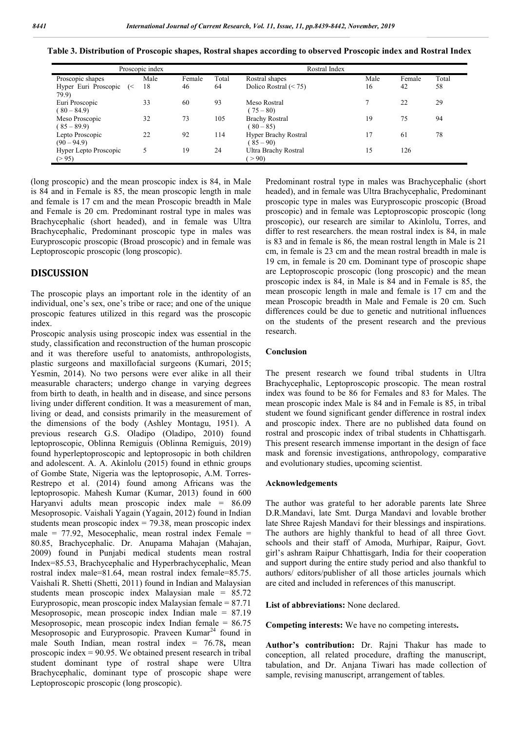**Table 3. Distribution of Proscopic shapes, Rostral shapes according to observed Proscopic index and Rostral Index**

| Proscopic index | | | | Rostral Index | | | |
|---|---|---|---|---|---|---|---|
| Proscopic shapes | Male | Female | Total | Rostral shapes | Male | Female | Total |
| Hyper Euri Proscopic (< 79.9) | 18 | 46 | 64 | Dolico Rostral (< 75) | 16 | 42 | 58 |
| Euri Proscopic (80 – 84.9) | 33 | 60 | 93 | Meso Rostral (75 – 80) | 7 | 22 | 29 |
| Meso Proscopic (85 – 89.9) | 32 | 73 | 105 | Brachy Rostral (80 – 85) | 19 | 75 | 94 |
| Lepto Proscopic (90 – 94.9) | 22 | 92 | 114 | Hyper Brachy Rostral (85 – 90) | 17 | 61 | 78 |
| Hyper Lepto Proscopic (> 95) | 5 | 19 | 24 | Ultra Brachy Rostral (> 90) | 15 | 126 | |

(long proscopic) and the mean proscopic index is 84, in Male is 84 and in Female is 85, the mean proscopic length in male and female is 17 cm and the mean Proscopic breadth in Male and Female is 20 cm. Predominant rostral type in males was Brachycephalic (short headed), and in female was Ultra Brachycephalic, Predominant proscopic type in males was Euryproscopic proscopic (Broad proscopic) and in female was Leptoproscopic proscopic (long proscopic).

## DISCUSSION

The proscopic plays an important role in the identity of an individual, one's sex, one's tribe or race; and one of the unique proscopic features utilized in this regard was the proscopic index.

Proscopic analysis using proscopic index was essential in the study, classification and reconstruction of the human proscopic and it was therefore useful to anatomists, anthropologists, plastic surgeons and maxillofacial surgeons (Kumari, 2015; Yesmin, 2014). No two persons were ever alike in all their measurable characters; undergo change in varying degrees from birth to death, in health and in disease, and since persons living under different condition. It was a measurement of man, living or dead, and consists primarily in the measurement of the dimensions of the body (Ashley Montagu, 1951). A previous research G.S. Oladipo (Oladipo, 2010) found leptoproscopic, Oblinna Remiguis (Oblinna Remiguis, 2019) found hyperleptoproscopic and leptoprosopic in both children and adolescent. A. A. Akinlolu (2015) found in ethnic groups of Gombe State, Nigeria was the leptoprosopic, A.M. Torres-Restrepo et al. (2014) found among Africans was the leptoprosopic. Mahesh Kumar (Kumar, 2013) found in 600 Haryanvi adults mean proscopic index male = 86.09 Mesoprosopic. Vaishali Yagain (Yagain, 2012) found in Indian students mean proscopic index = 79.38, mean proscopic index male = 77.92, Mesocephalic, mean rostral index Female = 80.85, Brachycephalic. Dr. Anupama Mahajan (Mahajan, 2009) found in Punjabi medical students mean rostral Index=85.53, Brachycephalic and Hyperbrachycephalic, Mean rostral index male=81.64, mean rostral index female=85.75. Vaishali R. Shetti (Shetti, 2011) found in Indian and Malaysian students mean proscopic index Malaysian male = 85.72 Euryprosopic, mean proscopic index Malaysian female = 87.71 Mesoprosopic, mean proscopic index Indian male = 87.19 Mesoprosopic, mean proscopic index Indian female = 86.75 Mesoprosopic and Euryprosopic. Praveen Kumar[24] found in male South Indian, mean rostral index = 76.78**,** mean proscopic index = 90.95. We obtained present research in tribal student dominant type of rostral shape were Ultra Brachycephalic, dominant type of proscopic shape were Leptoproscopic proscopic (long proscopic).

Predominant rostral type in males was Brachycephalic (short headed), and in female was Ultra Brachycephalic, Predominant proscopic type in males was Euryproscopic proscopic (Broad proscopic) and in female was Leptoproscopic proscopic (long proscopic), our research are similar to Akinlolu, Torres, and differ to rest researchers. the mean rostral index is 84, in male is 83 and in female is 86, the mean rostral length in Male is 21 cm, in female is 23 cm and the mean rostral breadth in male is 19 cm, in female is 20 cm. Dominant type of proscopic shape are Leptoproscopic proscopic (long proscopic) and the mean proscopic index is 84, in Male is 84 and in Female is 85, the mean proscopic length in male and female is 17 cm and the mean Proscopic breadth in Male and Female is 20 cm. Such differences could be due to genetic and nutritional influences on the students of the present research and the previous research.

### Conclusion

The present research we found tribal students in Ultra Brachycephalic, Leptoproscopic proscopic. The mean rostral index was found to be 86 for Females and 83 for Males. The mean proscopic index Male is 84 and in Female is 85, in tribal student we found significant gender difference in rostral index and proscopic index. There are no published data found on rostral and proscopic index of tribal students in Chhattisgarh. This present research immense important in the design of face mask and forensic investigations, anthropology, comparative and evolutionary studies, upcoming scientist.

### Acknowledgements

The author was grateful to her adorable parents late Shree D.R.Mandavi, late Smt. Durga Mandavi and lovable brother late Shree Rajesh Mandavi for their blessings and inspirations. The authors are highly thankful to head of all three Govt. schools and their staff of Amoda, Murhipar, Raipur, Govt. girl's ashram Raipur Chhattisgarh, India for their cooperation and support during the entire study period and also thankful to authors/ editors/publisher of all those articles journals which are cited and included in references of this manuscript.

**List of abbreviations:** None declared.

**Competing interests:** We have no competing interests**.**

**Author's contribution:** Dr. Rajni Thakur has made to conception, all related procedure, drafting the manuscript, tabulation, and Dr. Anjana Tiwari has made collection of sample, revising manuscript, arrangement of tables.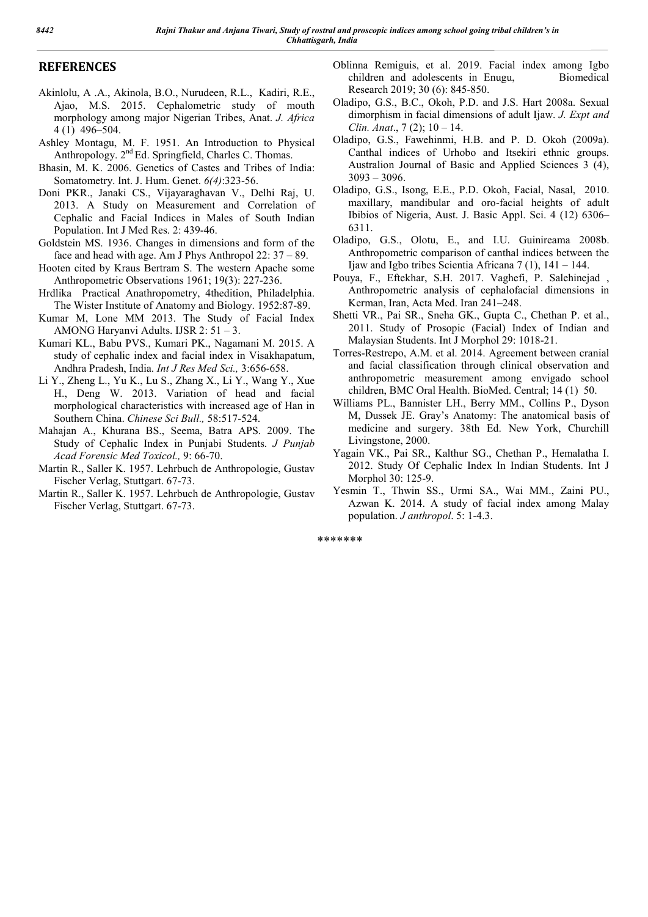## REFERENCES

Akinlolu, A .A., Akinola, B.O., Nurudeen, R.L., Kadiri, R.E., Ajao, M.S. 2015. Cephalometric study of mouth morphology among major Nigerian Tribes, Anat. *J. Africa* 4 (1) 496–504.

Ashley Montagu, M. F. 1951. An Introduction to Physical Anthropology. 2nd Ed. Springfield, Charles C. Thomas.

Bhasin, M. K. 2006. Genetics of Castes and Tribes of India: Somatometry. Int. J. Hum. Genet. *6(4)*:323-56.

Doni PKR., Janaki CS., Vijayaraghavan V., Delhi Raj, U. 2013. A Study on Measurement and Correlation of Cephalic and Facial Indices in Males of South Indian Population. Int J Med Res. 2: 439-46.

Goldstein MS. 1936. Changes in dimensions and form of the face and head with age. Am J Phys Anthropol 22: 37 – 89.

Hooten cited by Kraus Bertram S. The western Apache some Anthropometric Observations 1961; 19(3): 227-236.

Hrdlika Practical Anathropometry, 4thedition, Philadelphia. The Wister Institute of Anatomy and Biology. 1952:87-89.

Kumar M, Lone MM 2013. The Study of Facial Index AMONG Haryanvi Adults. IJSR 2: 51 – 3.

Kumari KL., Babu PVS., Kumari PK., Nagamani M. 2015. A study of cephalic index and facial index in Visakhapatum, Andhra Pradesh, India. *Int J Res Med Sci.,* 3:656-658.

Li Y., Zheng L., Yu K., Lu S., Zhang X., Li Y., Wang Y., Xue H., Deng W. 2013. Variation of head and facial morphological characteristics with increased age of Han in Southern China. *Chinese Sci Bull.,* 58:517-524.

Mahajan A., Khurana BS., Seema, Batra APS. 2009. The Study of Cephalic Index in Punjabi Students. *J Punjab Acad Forensic Med Toxicol.,* 9: 66-70.

Martin R., Saller K. 1957. Lehrbuch de Anthropologie, Gustav Fischer Verlag, Stuttgart. 67-73.

Martin R., Saller K. 1957. Lehrbuch de Anthropologie, Gustav Fischer Verlag, Stuttgart. 67-73.

Oblinna Remiguis, et al. 2019. Facial index among Igbo children and adolescents in Enugu, Biomedical Research 2019; 30 (6): 845-850.

Oladipo, G.S., B.C., Okoh, P.D. and J.S. Hart 2008a. Sexual dimorphism in facial dimensions of adult Ijaw. *J. Expt and Clin. Anat*., 7 (2); 10 – 14.

Oladipo, G.S., Fawehinmi, H.B. and P. D. Okoh (2009a). Canthal indices of Urhobo and Itsekiri ethnic groups. Australion Journal of Basic and Applied Sciences 3 (4), 3093 – 3096.

Oladipo, G.S., Isong, E.E., P.D. Okoh, Facial, Nasal, 2010. maxillary, mandibular and oro-facial heights of adult Ibibios of Nigeria, Aust. J. Basic Appl. Sci. 4 (12) 6306–6311.

Oladipo, G.S., Olotu, E., and I.U. Guinireama 2008b. Anthropometric comparison of canthal indices between the Ijaw and Igbo tribes Scientia Africana 7 (1), 141 – 144.

Pouya, F., Eftekhar, S.H. 2017. Vaghefi, P. Salehinejad , Anthropometric analysis of cephalofacial dimensions in Kerman, Iran, Acta Med. Iran 241–248.

Shetti VR., Pai SR., Sneha GK., Gupta C., Chethan P. et al., 2011. Study of Prosopic (Facial) Index of Indian and Malaysian Students. Int J Morphol 29: 1018-21.

Torres-Restrepo, A.M. et al. 2014. Agreement between cranial and facial classification through clinical observation and anthropometric measurement among envigado school children, BMC Oral Health. BioMed. Central; 14 (1) 50.

Williams PL., Bannister LH., Berry MM., Collins P., Dyson M, Dussek JE. Gray's Anatomy: The anatomical basis of medicine and surgery. 38th Ed. New York, Churchill Livingstone, 2000.

Yagain VK., Pai SR., Kalthur SG., Chethan P., Hemalatha I. 2012. Study Of Cephalic Index In Indian Students. Int J Morphol 30: 125-9.

Yesmin T., Thwin SS., Urmi SA., Wai MM., Zaini PU., Azwan K. 2014. A study of facial index among Malay population. *J anthropol*. 5: 1-4.3.

\*\*\*\*\*\*\*